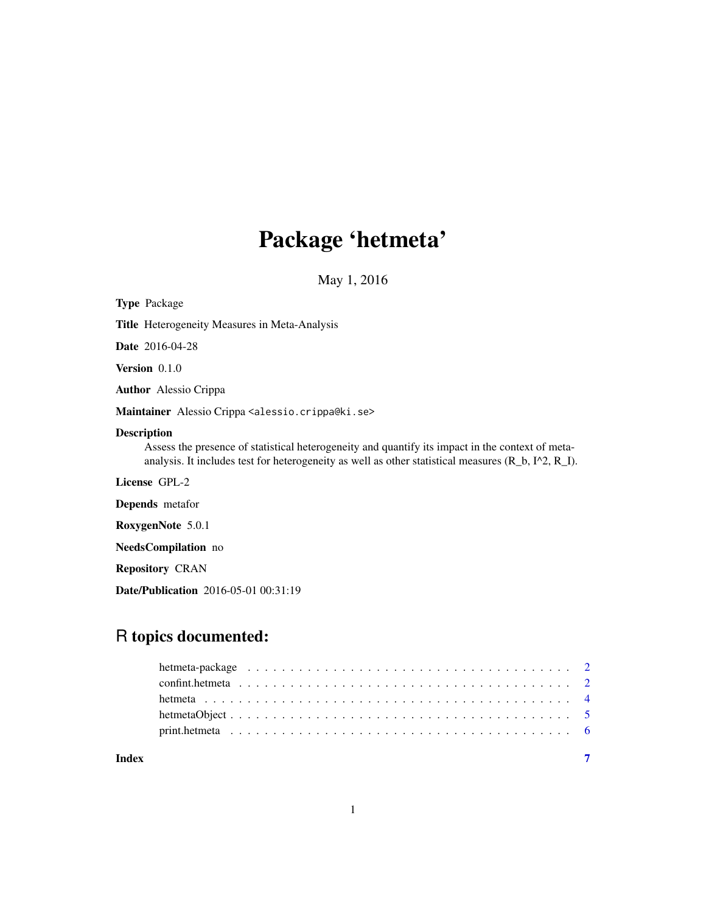# Package 'hetmeta'

May 1, 2016

**Type** Package

**Title** Heterogeneity Measures in Meta-Analysis

**Date** 2016-04-28

**Version** 0.1.0

**Author** Alessio Crippa

**Maintainer** Alessio Crippa <alessio.crippa@ki.se>

**Description**
Assess the presence of statistical heterogeneity and quantify its impact in the context of meta-analysis. It includes test for heterogeneity as well as other statistical measures (R_b, I^2, R_I).

**License** GPL-2

**Depends** metafor

**RoxygenNote** 5.0.1

**NeedsCompilation** no

**Repository** CRAN

**Date/Publication** 2016-05-01 00:31:19

## R topics documented:

| | |
|---|---|
| hetmeta-package | 2 |
| confint.hetmeta | 2 |
| hetmeta | 4 |
| hetmetaObject | 5 |
| print.hetmeta | 6 |
| **Index** | **7** |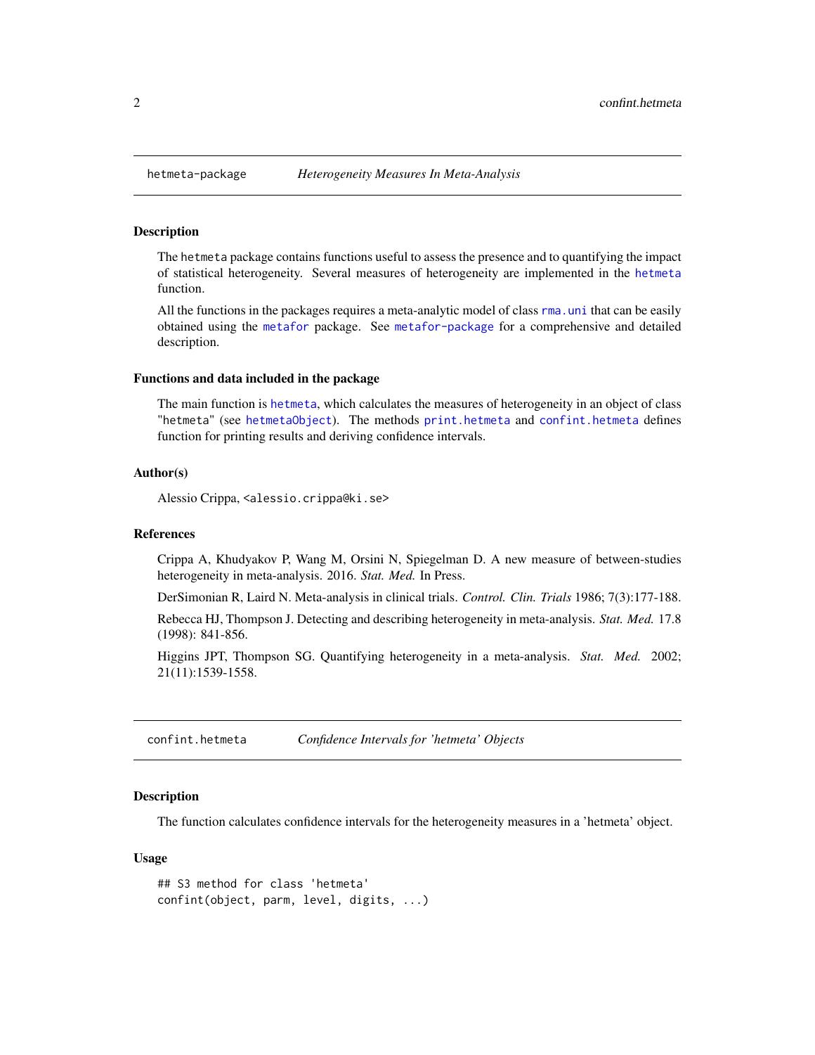## hetmeta-package — *Heterogeneity Measures In Meta-Analysis*

### Description

The hetmeta package contains functions useful to assess the presence and to quantifying the impact of statistical heterogeneity. Several measures of heterogeneity are implemented in the hetmeta function.

All the functions in the packages requires a meta-analytic model of class rma.uni that can be easily obtained using the metafor package. See metafor-package for a comprehensive and detailed description.

### Functions and data included in the package

The main function is hetmeta, which calculates the measures of heterogeneity in an object of class "hetmeta" (see hetmetaObject). The methods print.hetmeta and confint.hetmeta defines function for printing results and deriving confidence intervals.

### Author(s)

Alessio Crippa, <alessio.crippa@ki.se>

### References

Crippa A, Khudyakov P, Wang M, Orsini N, Spiegelman D. A new measure of between-studies heterogeneity in meta-analysis. 2016. *Stat. Med.* In Press.

DerSimonian R, Laird N. Meta-analysis in clinical trials. *Control. Clin. Trials* 1986; 7(3):177-188.

Rebecca HJ, Thompson J. Detecting and describing heterogeneity in meta-analysis. *Stat. Med.* 17.8 (1998): 841-856.

Higgins JPT, Thompson SG. Quantifying heterogeneity in a meta-analysis. *Stat. Med.* 2002; 21(11):1539-1558.

## confint.hetmeta — *Confidence Intervals for 'hetmeta' Objects*

### Description

The function calculates confidence intervals for the heterogeneity measures in a 'hetmeta' object.

### Usage

```
## S3 method for class 'hetmeta'
confint(object, parm, level, digits, ...)
```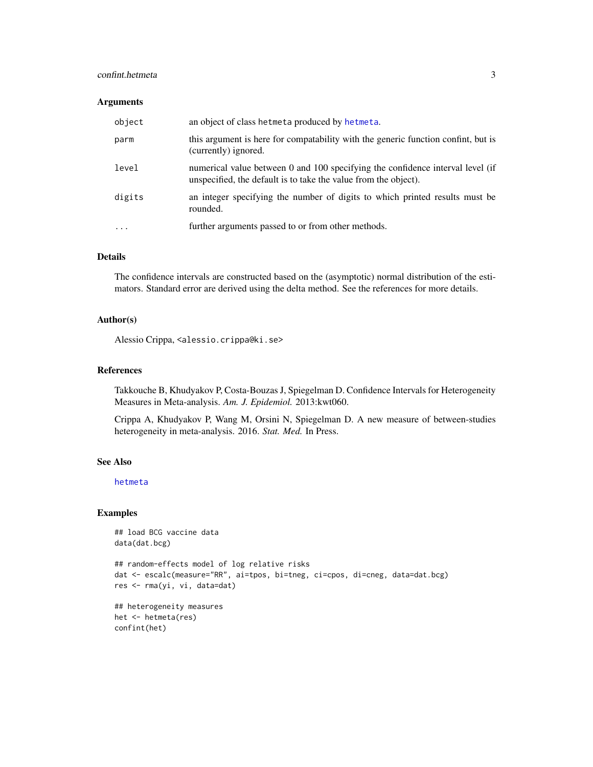## Arguments

| | |
|---|---|
| `object` | an object of class `hetmeta` produced by `hetmeta`. |
| `parm` | this argument is here for compatability with the generic function confint, but is (currently) ignored. |
| `level` | numerical value between 0 and 100 specifying the confidence interval level (if unspecified, the default is to take the value from the object). |
| `digits` | an integer specifying the number of digits to which printed results must be rounded. |
| `...` | further arguments passed to or from other methods. |

## Details

The confidence intervals are constructed based on the (asymptotic) normal distribution of the estimators. Standard error are derived using the delta method. See the references for more details.

## Author(s)

Alessio Crippa, <alessio.crippa@ki.se>

## References

Takkouche B, Khudyakov P, Costa-Bouzas J, Spiegelman D. Confidence Intervals for Heterogeneity Measures in Meta-analysis. *Am. J. Epidemiol.* 2013:kwt060.

Crippa A, Khudyakov P, Wang M, Orsini N, Spiegelman D. A new measure of between-studies heterogeneity in meta-analysis. 2016. *Stat. Med.* In Press.

## See Also

`hetmeta`

## Examples

```
## load BCG vaccine data
data(dat.bcg)

## random-effects model of log relative risks
dat <- escalc(measure="RR", ai=tpos, bi=tneg, ci=cpos, di=cneg, data=dat.bcg)
res <- rma(yi, vi, data=dat)

## heterogeneity measures
het <- hetmeta(res)
confint(het)
```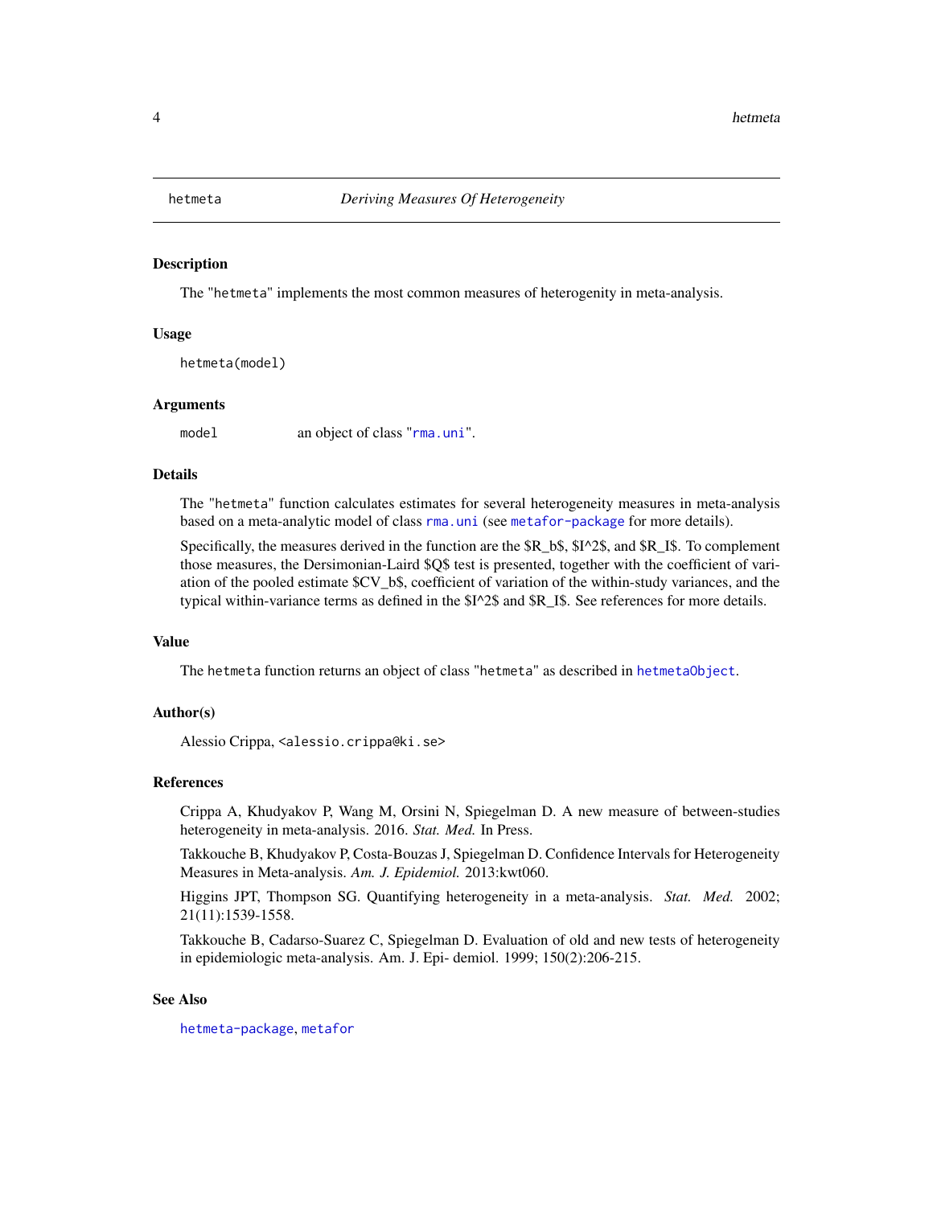# hetmeta — *Deriving Measures Of Heterogeneity*

## Description

The "hetmeta" implements the most common measures of heterogenity in meta-analysis.

## Usage

```
hetmeta(model)
```

## Arguments

`model` an object of class "`rma.uni`".

## Details

The "hetmeta" function calculates estimates for several heterogeneity measures in meta-analysis based on a meta-analytic model of class `rma.uni` (see `metafor-package` for more details).

Specifically, the measures derived in the function are the $R_b$, $I^2$, and $R_I$. To complement those measures, the Dersimonian-Laird $Q$ test is presented, together with the coefficient of variation of the pooled estimate $CV_b$, coefficient of variation of the within-study variances, and the typical within-variance terms as defined in the $I^2$ and $R_I$. See references for more details.

## Value

The hetmeta function returns an object of class "hetmeta" as described in `hetmetaObject`.

## Author(s)

Alessio Crippa, <alessio.crippa@ki.se>

## References

Crippa A, Khudyakov P, Wang M, Orsini N, Spiegelman D. A new measure of between-studies heterogeneity in meta-analysis. 2016. *Stat. Med.* In Press.

Takkouche B, Khudyakov P, Costa-Bouzas J, Spiegelman D. Confidence Intervals for Heterogeneity Measures in Meta-analysis. *Am. J. Epidemiol.* 2013:kwt060.

Higgins JPT, Thompson SG. Quantifying heterogeneity in a meta-analysis. *Stat. Med.* 2002; 21(11):1539-1558.

Takkouche B, Cadarso-Suarez C, Spiegelman D. Evaluation of old and new tests of heterogeneity in epidemiologic meta-analysis. Am. J. Epi- demiol. 1999; 150(2):206-215.

## See Also

`hetmeta-package`, `metafor`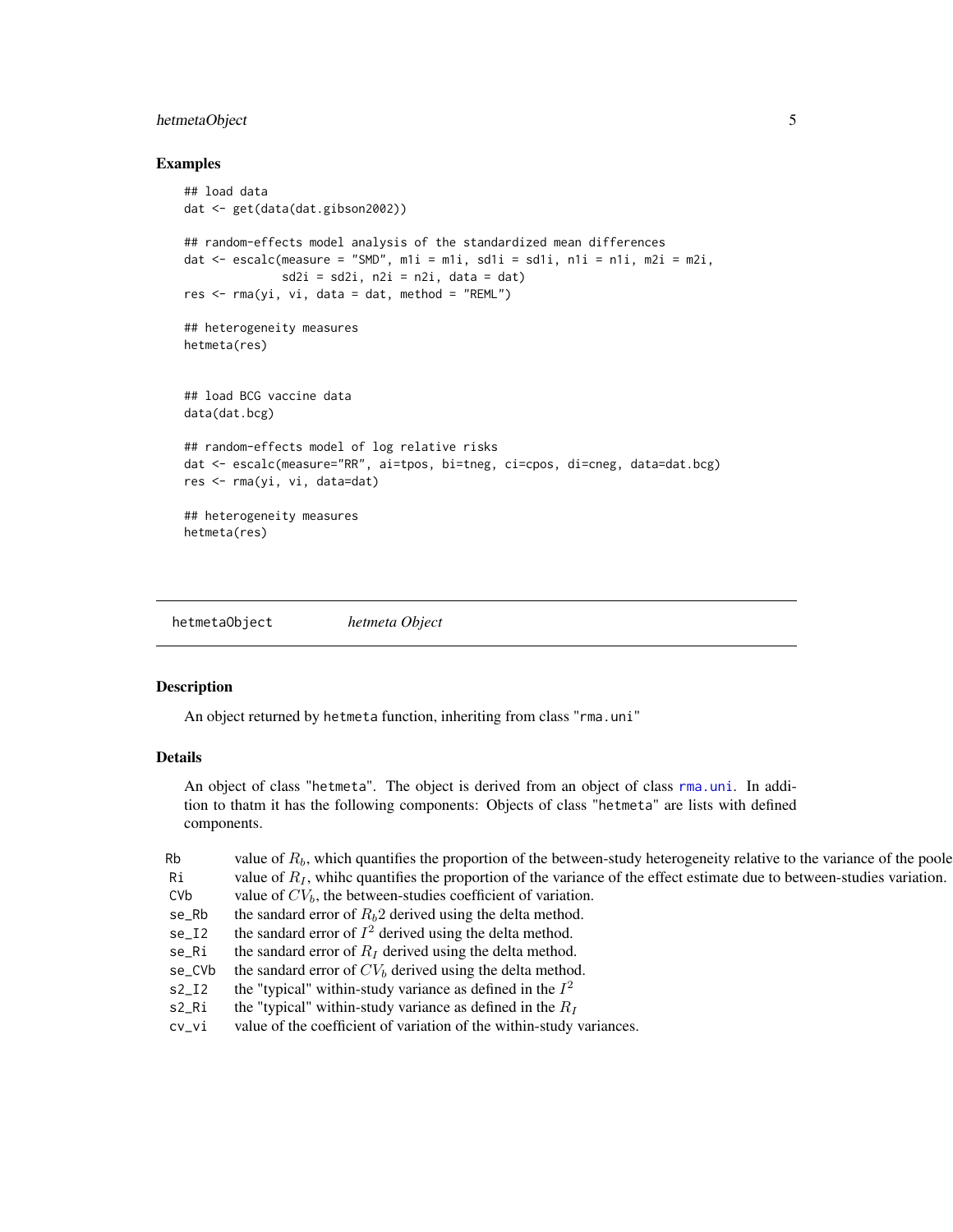### Examples

```
## load data
dat <- get(data(dat.gibson2002))

## random-effects model analysis of the standardized mean differences
dat <- escalc(measure = "SMD", m1i = m1i, sd1i = sd1i, n1i = n1i, m2i = m2i,
              sd2i = sd2i, n2i = n2i, data = dat)
res <- rma(yi, vi, data = dat, method = "REML")

## heterogeneity measures
hetmeta(res)


## load BCG vaccine data
data(dat.bcg)

## random-effects model of log relative risks
dat <- escalc(measure="RR", ai=tpos, bi=tneg, ci=cpos, di=cneg, data=dat.bcg)
res <- rma(yi, vi, data=dat)

## heterogeneity measures
hetmeta(res)
```

---

## hetmetaObject &nbsp;&nbsp;&nbsp; *hetmeta Object*

---

### Description

An object returned by `hetmeta` function, inheriting from class "`rma.uni`"

### Details

An object of class "`hetmeta`". The object is derived from an object of class `rma.uni`. In addition to thatm it has the following components: Objects of class "`hetmeta`" are lists with defined components.

| | |
|---|---|
| `Rb` | value of $R_b$, which quantifies the proportion of the between-study heterogeneity relative to the variance of the poole |
| `Ri` | value of $R_I$, whihc quantifies the proportion of the variance of the effect estimate due to between-studies variation. |
| `CVb` | value of $CV_b$, the between-studies coefficient of variation. |
| `se_Rb` | the sandard error of $R_b$2 derived using the delta method. |
| `se_I2` | the sandard error of $I^2$ derived using the delta method. |
| `se_Ri` | the sandard error of $R_I$ derived using the delta method. |
| `se_CVb` | the sandard error of $CV_b$ derived using the delta method. |
| `s2_I2` | the "typical" within-study variance as defined in the $I^2$ |
| `s2_Ri` | the "typical" within-study variance as defined in the $R_I$ |
| `cv_vi` | value of the coefficient of variation of the within-study variances. |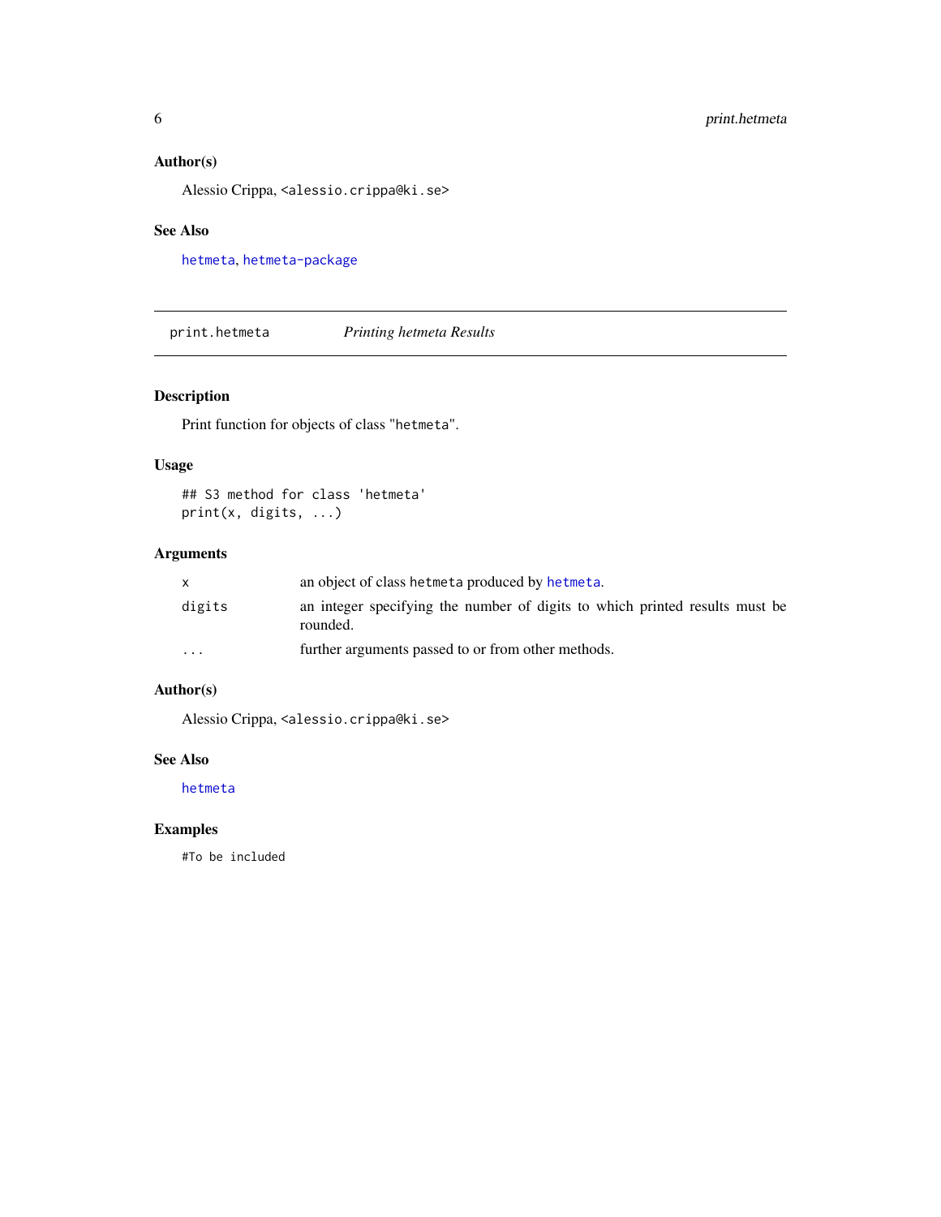## Author(s)

Alessio Crippa, <alessio.crippa@ki.se>

## See Also

hetmeta, hetmeta-package

---

# print.hetmeta — *Printing hetmeta Results*

---

## Description

Print function for objects of class "hetmeta".

## Usage

```
## S3 method for class 'hetmeta'
print(x, digits, ...)
```

## Arguments

| | |
|---|---|
| x | an object of class hetmeta produced by hetmeta. |
| digits | an integer specifying the number of digits to which printed results must be rounded. |
| ... | further arguments passed to or from other methods. |

## Author(s)

Alessio Crippa, <alessio.crippa@ki.se>

## See Also

hetmeta

## Examples

```
#To be included
```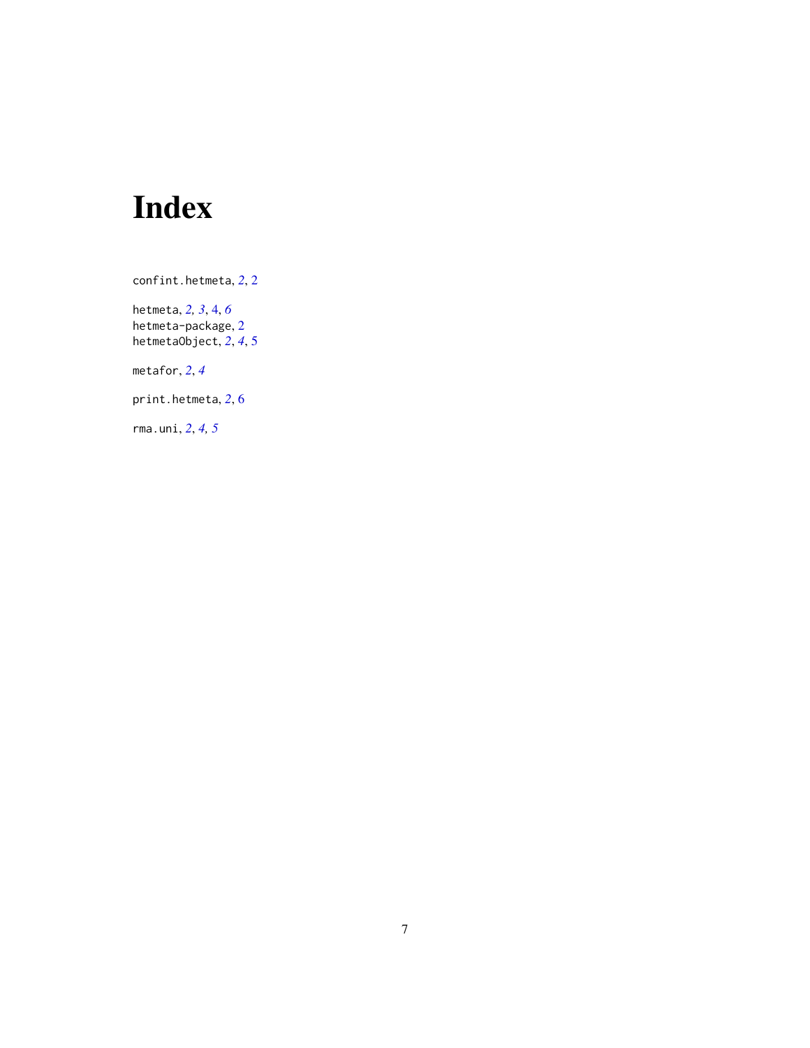# Index

confint.hetmeta, *2*, 2

hetmeta, *2, 3*, 4, *6*
hetmeta-package, 2
hetmetaObject, *2*, *4*, 5

metafor, *2*, *4*

print.hetmeta, *2*, 6

rma.uni, *2*, *4, 5*